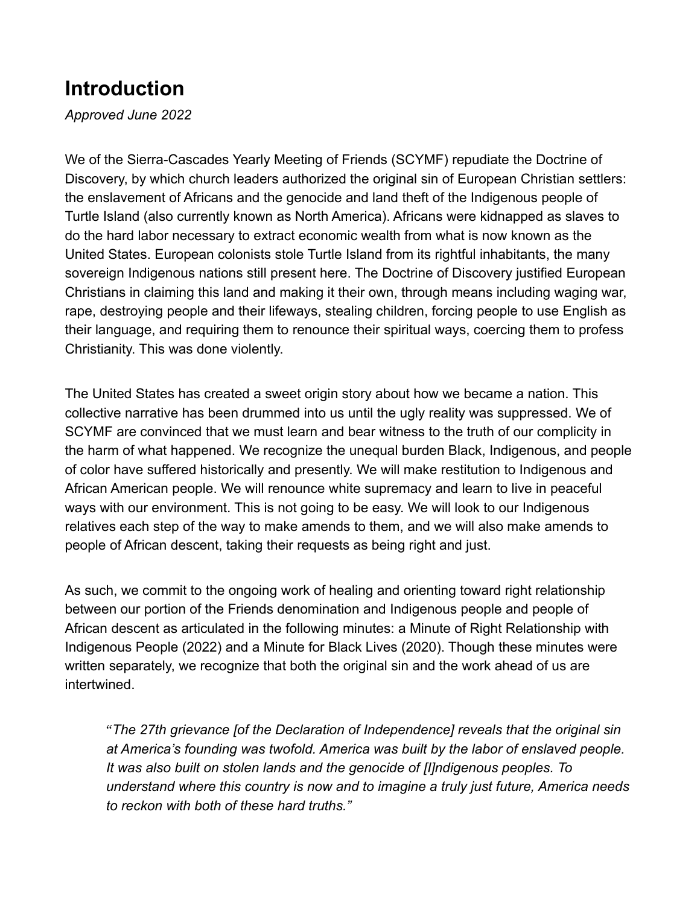# Introduction

*Approved June 2022*

We of the Sierra-Cascades Yearly Meeting of Friends (SCYMF) repudiate the Doctrine of Discovery, by which church leaders authorized the original sin of European Christian settlers: the enslavement of Africans and the genocide and land theft of the Indigenous people of Turtle Island (also currently known as North America). Africans were kidnapped as slaves to do the hard labor necessary to extract economic wealth from what is now known as the United States. European colonists stole Turtle Island from its rightful inhabitants, the many sovereign Indigenous nations still present here. The Doctrine of Discovery justified European Christians in claiming this land and making it their own, through means including waging war, rape, destroying people and their lifeways, stealing children, forcing people to use English as their language, and requiring them to renounce their spiritual ways, coercing them to profess Christianity. This was done violently.

The United States has created a sweet origin story about how we became a nation. This collective narrative has been drummed into us until the ugly reality was suppressed. We of SCYMF are convinced that we must learn and bear witness to the truth of our complicity in the harm of what happened. We recognize the unequal burden Black, Indigenous, and people of color have suffered historically and presently. We will make restitution to Indigenous and African American people. We will renounce white supremacy and learn to live in peaceful ways with our environment. This is not going to be easy. We will look to our Indigenous relatives each step of the way to make amends to them, and we will also make amends to people of African descent, taking their requests as being right and just.

As such, we commit to the ongoing work of healing and orienting toward right relationship between our portion of the Friends denomination and Indigenous people and people of African descent as articulated in the following minutes: a Minute of Right Relationship with Indigenous People (2022) and a Minute for Black Lives (2020). Though these minutes were written separately, we recognize that both the original sin and the work ahead of us are intertwined.

> "*The 27th grievance [of the Declaration of Independence] reveals that the original sin at America's founding was twofold. America was built by the labor of enslaved people. It was also built on stolen lands and the genocide of [I]ndigenous peoples. To understand where this country is now and to imagine a truly just future, America needs to reckon with both of these hard truths.*"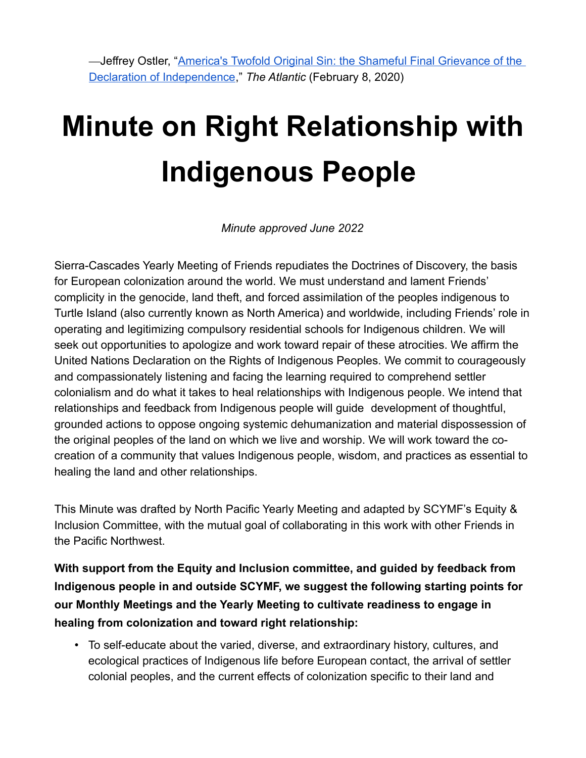—Jeffrey Ostler, "[America's Twofold Original Sin: the Shameful Final Grievance of the Declaration of Independence](#)," *The Atlantic* (February 8, 2020)

# Minute on Right Relationship with Indigenous People

*Minute approved June 2022*

Sierra-Cascades Yearly Meeting of Friends repudiates the Doctrines of Discovery, the basis for European colonization around the world. We must understand and lament Friends' complicity in the genocide, land theft, and forced assimilation of the peoples indigenous to Turtle Island (also currently known as North America) and worldwide, including Friends' role in operating and legitimizing compulsory residential schools for Indigenous children. We will seek out opportunities to apologize and work toward repair of these atrocities. We affirm the United Nations Declaration on the Rights of Indigenous Peoples. We commit to courageously and compassionately listening and facing the learning required to comprehend settler colonialism and do what it takes to heal relationships with Indigenous people. We intend that relationships and feedback from Indigenous people will guide development of thoughtful, grounded actions to oppose ongoing systemic dehumanization and material dispossession of the original peoples of the land on which we live and worship. We will work toward the co-creation of a community that values Indigenous people, wisdom, and practices as essential to healing the land and other relationships.

This Minute was drafted by North Pacific Yearly Meeting and adapted by SCYMF's Equity & Inclusion Committee, with the mutual goal of collaborating in this work with other Friends in the Pacific Northwest.

**With support from the Equity and Inclusion committee, and guided by feedback from Indigenous people in and outside SCYMF, we suggest the following starting points for our Monthly Meetings and the Yearly Meeting to cultivate readiness to engage in healing from colonization and toward right relationship:**

- To self-educate about the varied, diverse, and extraordinary history, cultures, and ecological practices of Indigenous life before European contact, the arrival of settler colonial peoples, and the current effects of colonization specific to their land and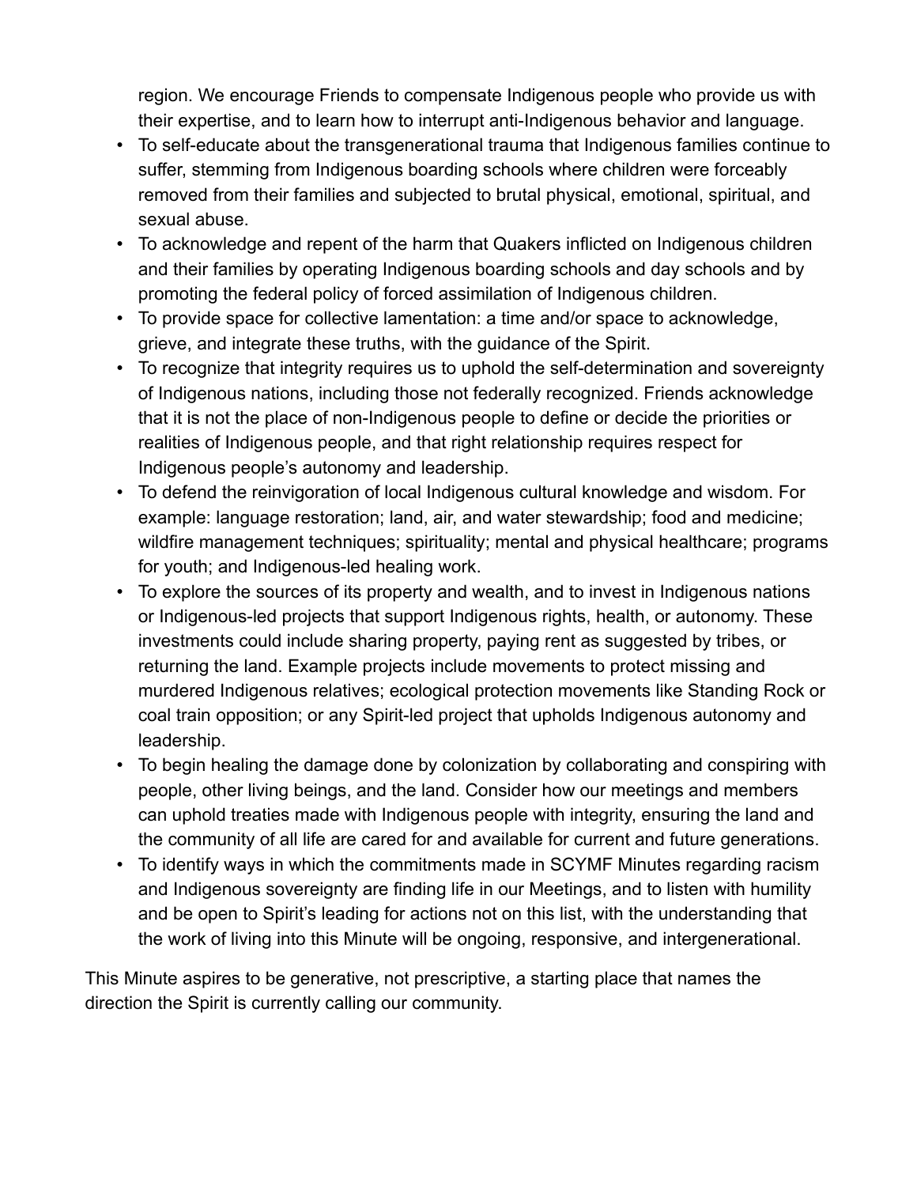region. We encourage Friends to compensate Indigenous people who provide us with their expertise, and to learn how to interrupt anti-Indigenous behavior and language.

- To self-educate about the transgenerational trauma that Indigenous families continue to suffer, stemming from Indigenous boarding schools where children were forceably removed from their families and subjected to brutal physical, emotional, spiritual, and sexual abuse.
- To acknowledge and repent of the harm that Quakers inflicted on Indigenous children and their families by operating Indigenous boarding schools and day schools and by promoting the federal policy of forced assimilation of Indigenous children.
- To provide space for collective lamentation: a time and/or space to acknowledge, grieve, and integrate these truths, with the guidance of the Spirit.
- To recognize that integrity requires us to uphold the self-determination and sovereignty of Indigenous nations, including those not federally recognized. Friends acknowledge that it is not the place of non-Indigenous people to define or decide the priorities or realities of Indigenous people, and that right relationship requires respect for Indigenous people's autonomy and leadership.
- To defend the reinvigoration of local Indigenous cultural knowledge and wisdom. For example: language restoration; land, air, and water stewardship; food and medicine; wildfire management techniques; spirituality; mental and physical healthcare; programs for youth; and Indigenous-led healing work.
- To explore the sources of its property and wealth, and to invest in Indigenous nations or Indigenous-led projects that support Indigenous rights, health, or autonomy. These investments could include sharing property, paying rent as suggested by tribes, or returning the land. Example projects include movements to protect missing and murdered Indigenous relatives; ecological protection movements like Standing Rock or coal train opposition; or any Spirit-led project that upholds Indigenous autonomy and leadership.
- To begin healing the damage done by colonization by collaborating and conspiring with people, other living beings, and the land. Consider how our meetings and members can uphold treaties made with Indigenous people with integrity, ensuring the land and the community of all life are cared for and available for current and future generations.
- To identify ways in which the commitments made in SCYMF Minutes regarding racism and Indigenous sovereignty are finding life in our Meetings, and to listen with humility and be open to Spirit's leading for actions not on this list, with the understanding that the work of living into this Minute will be ongoing, responsive, and intergenerational.

This Minute aspires to be generative, not prescriptive, a starting place that names the direction the Spirit is currently calling our community.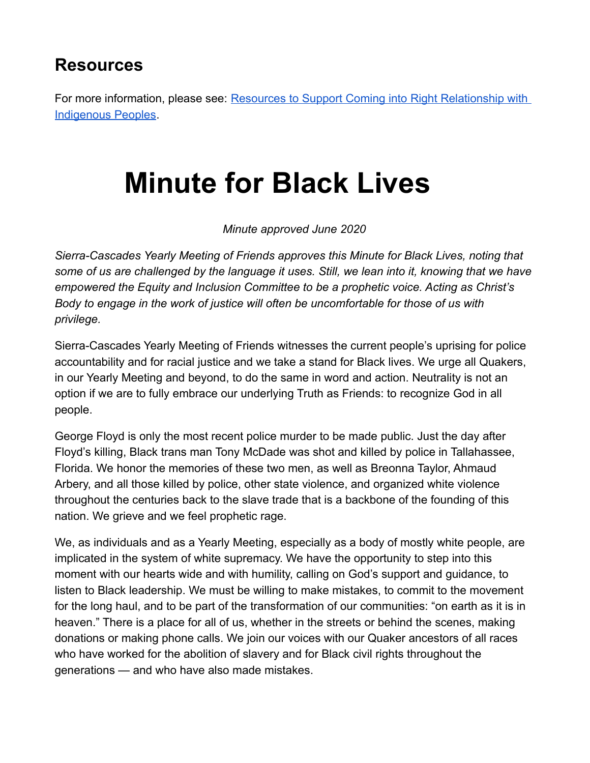## Resources

For more information, please see: [Resources to Support Coming into Right Relationship with Indigenous Peoples]().

# Minute for Black Lives

*Minute approved June 2020*

*Sierra-Cascades Yearly Meeting of Friends approves this Minute for Black Lives, noting that some of us are challenged by the language it uses. Still, we lean into it, knowing that we have empowered the Equity and Inclusion Committee to be a prophetic voice. Acting as Christ's Body to engage in the work of justice will often be uncomfortable for those of us with privilege.*

Sierra-Cascades Yearly Meeting of Friends witnesses the current people's uprising for police accountability and for racial justice and we take a stand for Black lives. We urge all Quakers, in our Yearly Meeting and beyond, to do the same in word and action. Neutrality is not an option if we are to fully embrace our underlying Truth as Friends: to recognize God in all people.

George Floyd is only the most recent police murder to be made public. Just the day after Floyd's killing, Black trans man Tony McDade was shot and killed by police in Tallahassee, Florida. We honor the memories of these two men, as well as Breonna Taylor, Ahmaud Arbery, and all those killed by police, other state violence, and organized white violence throughout the centuries back to the slave trade that is a backbone of the founding of this nation. We grieve and we feel prophetic rage.

We, as individuals and as a Yearly Meeting, especially as a body of mostly white people, are implicated in the system of white supremacy. We have the opportunity to step into this moment with our hearts wide and with humility, calling on God's support and guidance, to listen to Black leadership. We must be willing to make mistakes, to commit to the movement for the long haul, and to be part of the transformation of our communities: "on earth as it is in heaven." There is a place for all of us, whether in the streets or behind the scenes, making donations or making phone calls. We join our voices with our Quaker ancestors of all races who have worked for the abolition of slavery and for Black civil rights throughout the generations — and who have also made mistakes.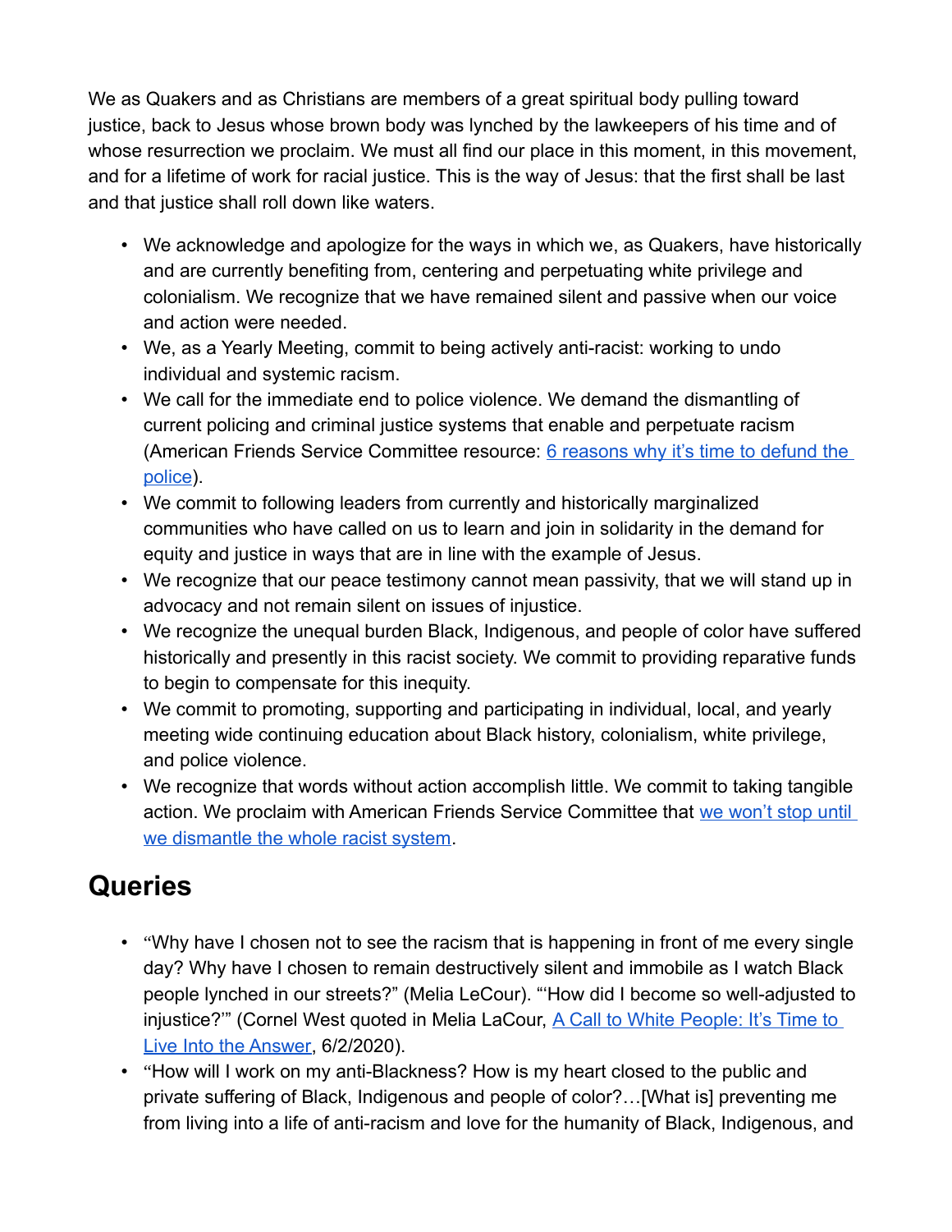We as Quakers and as Christians are members of a great spiritual body pulling toward justice, back to Jesus whose brown body was lynched by the lawkeepers of his time and of whose resurrection we proclaim. We must all find our place in this moment, in this movement, and for a lifetime of work for racial justice. This is the way of Jesus: that the first shall be last and that justice shall roll down like waters.

- We acknowledge and apologize for the ways in which we, as Quakers, have historically and are currently benefiting from, centering and perpetuating white privilege and colonialism. We recognize that we have remained silent and passive when our voice and action were needed.
- We, as a Yearly Meeting, commit to being actively anti-racist: working to undo individual and systemic racism.
- We call for the immediate end to police violence. We demand the dismantling of current policing and criminal justice systems that enable and perpetuate racism (American Friends Service Committee resource: 6 reasons why it's time to defund the police).
- We commit to following leaders from currently and historically marginalized communities who have called on us to learn and join in solidarity in the demand for equity and justice in ways that are in line with the example of Jesus.
- We recognize that our peace testimony cannot mean passivity, that we will stand up in advocacy and not remain silent on issues of injustice.
- We recognize the unequal burden Black, Indigenous, and people of color have suffered historically and presently in this racist society. We commit to providing reparative funds to begin to compensate for this inequity.
- We commit to promoting, supporting and participating in individual, local, and yearly meeting wide continuing education about Black history, colonialism, white privilege, and police violence.
- We recognize that words without action accomplish little. We commit to taking tangible action. We proclaim with American Friends Service Committee that we won't stop until we dismantle the whole racist system.

## Queries

- "Why have I chosen not to see the racism that is happening in front of me every single day? Why have I chosen to remain destructively silent and immobile as I watch Black people lynched in our streets?" (Melia LeCour). "'How did I become so well-adjusted to injustice?'" (Cornel West quoted in Melia LaCour, A Call to White People: It's Time to Live Into the Answer, 6/2/2020).
- "How will I work on my anti-Blackness? How is my heart closed to the public and private suffering of Black, Indigenous and people of color?…[What is] preventing me from living into a life of anti-racism and love for the humanity of Black, Indigenous, and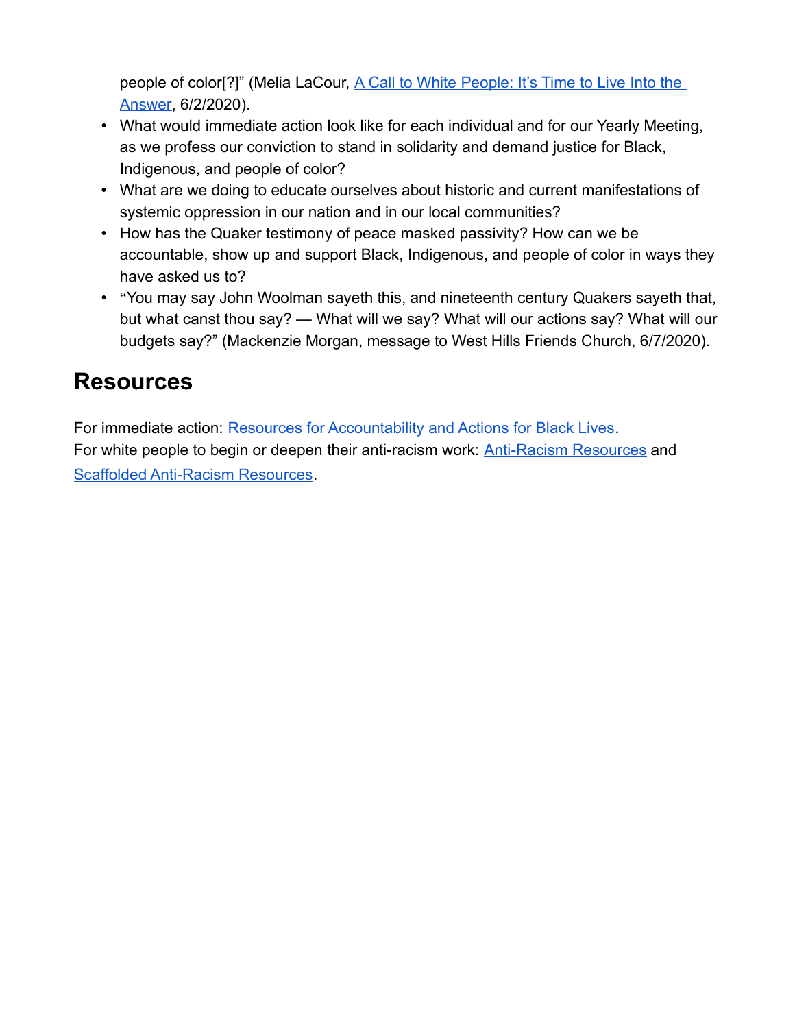people of color[?]" (Melia LaCour, A Call to White People: It's Time to Live Into the Answer, 6/2/2020).

- What would immediate action look like for each individual and for our Yearly Meeting, as we profess our conviction to stand in solidarity and demand justice for Black, Indigenous, and people of color?
- What are we doing to educate ourselves about historic and current manifestations of systemic oppression in our nation and in our local communities?
- How has the Quaker testimony of peace masked passivity? How can we be accountable, show up and support Black, Indigenous, and people of color in ways they have asked us to?
- "You may say John Woolman sayeth this, and nineteenth century Quakers sayeth that, but what canst thou say? — What will we say? What will our actions say? What will our budgets say?" (Mackenzie Morgan, message to West Hills Friends Church, 6/7/2020).

## Resources

For immediate action: Resources for Accountability and Actions for Black Lives.
For white people to begin or deepen their anti-racism work: Anti-Racism Resources and Scaffolded Anti-Racism Resources.